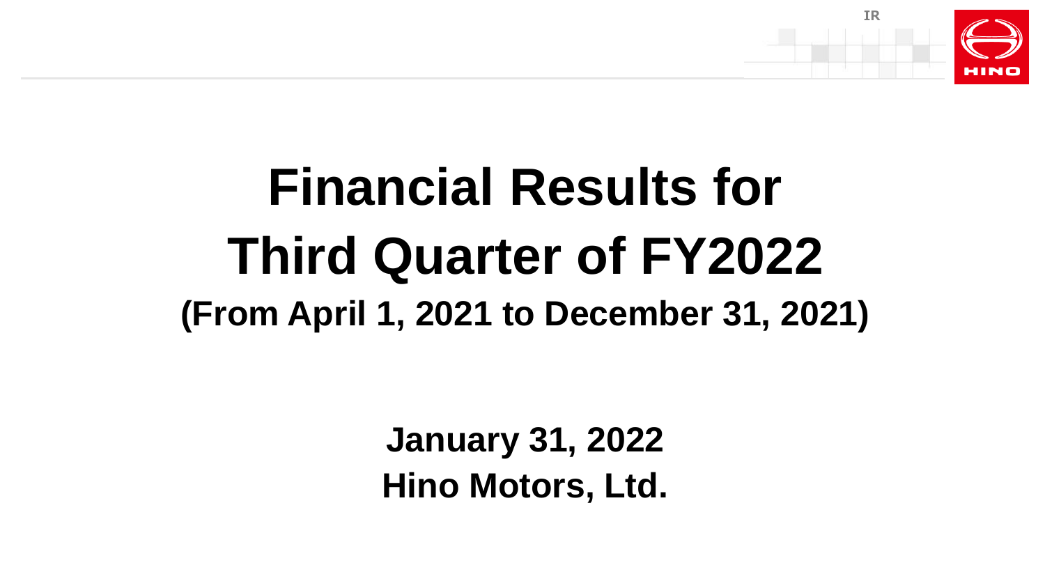# Financial Results for Third Quarter of FY2022

## (From April 1, 2021 to December 31, 2021)

**January 31, 2022**
**Hino Motors, Ltd.**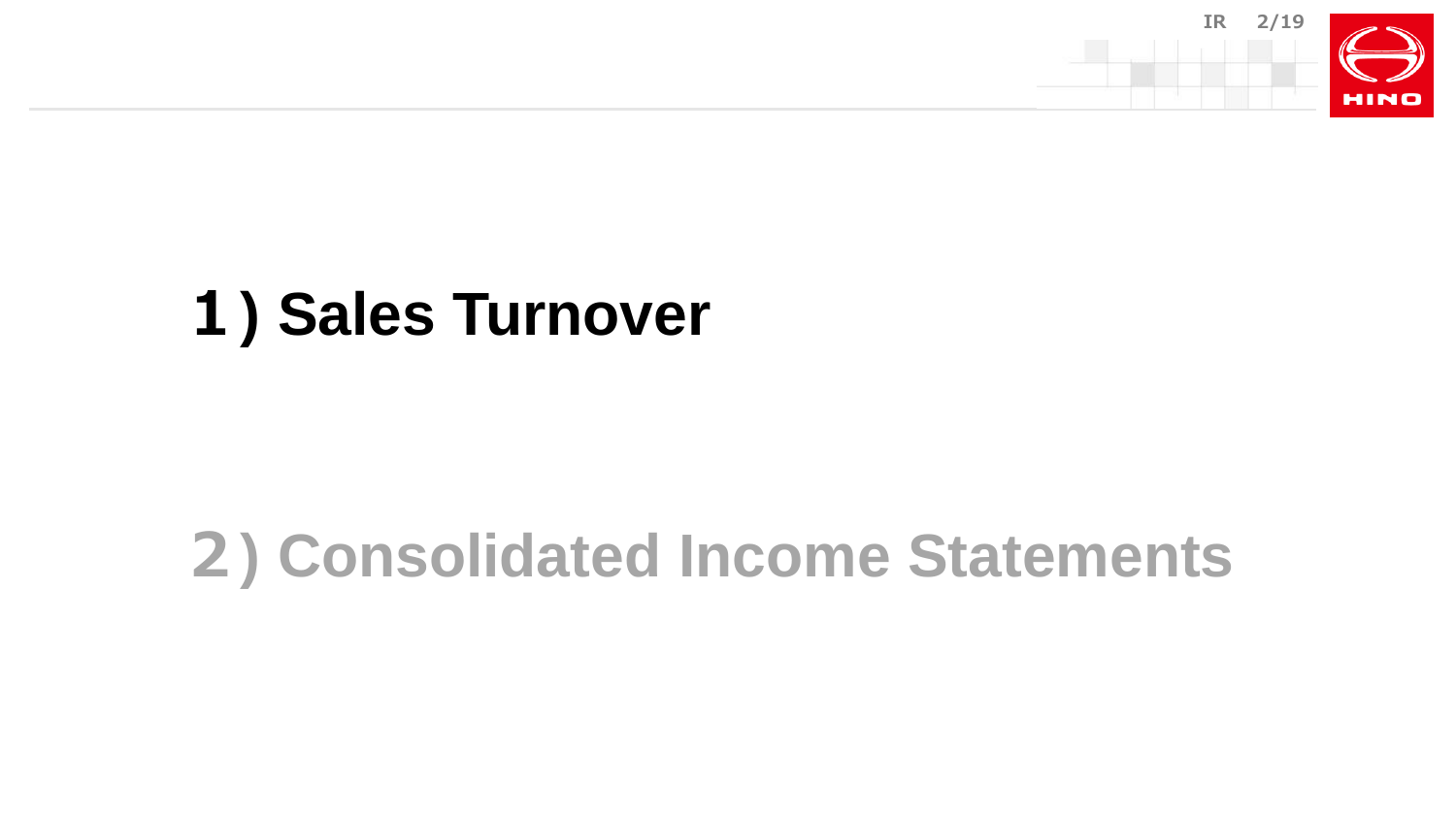# 1) Sales Turnover

# 2) Consolidated Income Statements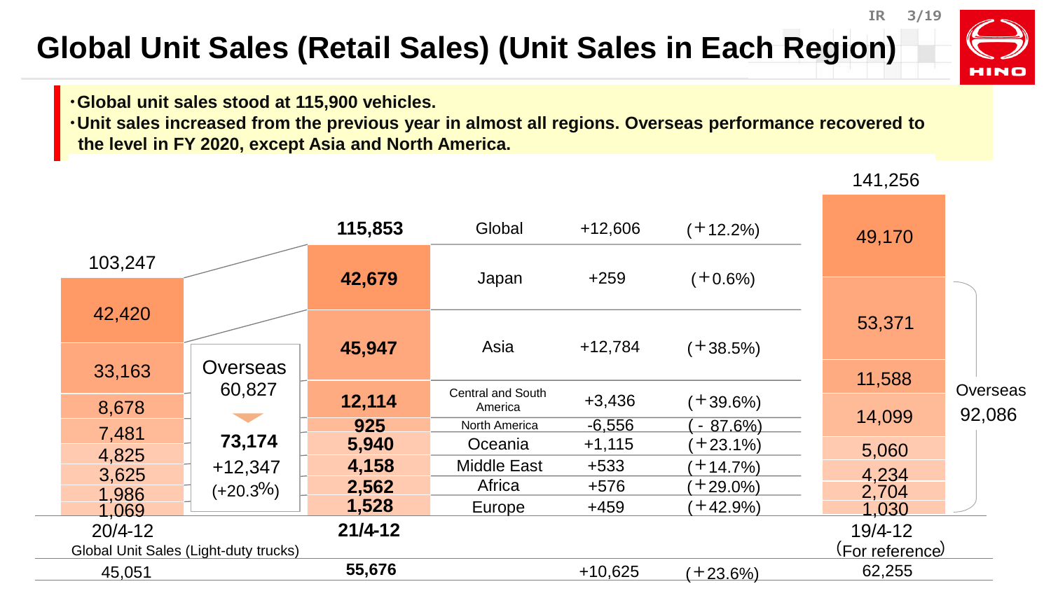# Global Unit Sales (Retail Sales) (Unit Sales in Each Region)

- **Global unit sales stood at 115,900 vehicles.**
- **Unit sales increased from the previous year in almost all regions. Overseas performance recovered to the level in FY 2020, except Asia and North America.**

| Region | 20/4-12 | 21/4-12 | Change | Change (%) | 19/4-12 (For reference) |
|---|---|---|---|---|---|
| Global | 103,247 | **115,853** | +12,606 | (+12.2%) | 141,256 |
| Japan | 42,420 | **42,679** | +259 | (+0.6%) | 49,170 |
| Asia | 33,163 | **45,947** | +12,784 | (+38.5%) | 53,371 |
| Central and South America | 8,678 | **12,114** | +3,436 | (+39.6%) | 11,588 |
| North America | 7,481 | **925** | -6,556 | (- 87.6%) | 14,099 |
| Oceania | 4,825 | **5,940** | +1,115 | (+23.1%) | 5,060 |
| Middle East | 3,625 | **4,158** | +533 | (+14.7%) | 4,234 |
| Africa | 1,986 | **2,562** | +576 | (+29.0%) | 2,704 |
| Europe | 1,069 | **1,528** | +459 | (+42.9%) | 1,030 |
| Overseas | 60,827 | **73,174** | +12,347 | (+20.3%) | 92,086 |
| Global Unit Sales (Light-duty trucks) | 45,051 | **55,676** | +10,625 | (+23.6%) | 62,255 |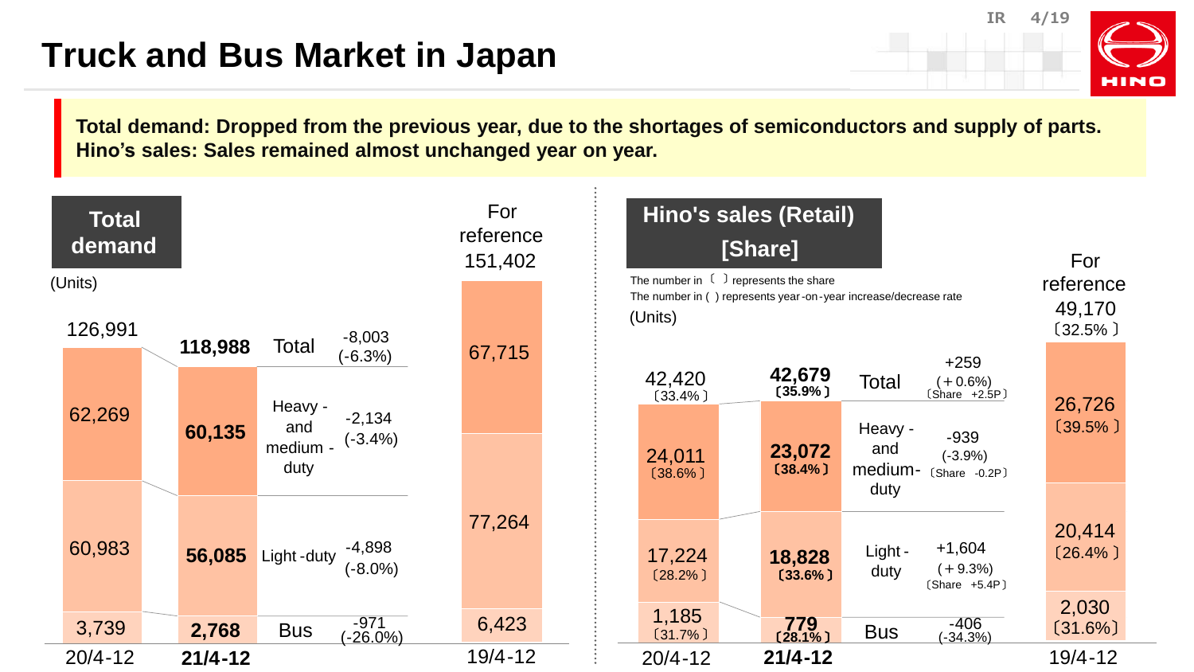# Truck and Bus Market in Japan

**Total demand: Dropped from the previous year, due to the shortages of semiconductors and supply of parts.**
**Hino's sales: Sales remained almost unchanged year on year.**

## Total demand

(Units)

| | 20/4-12 | **21/4-12** | Change | For reference 19/4-12 |
|---|---|---|---|---|
| Total | 126,991 | **118,988** | -8,003 (-6.3%) | 151,402 |
| Heavy - and medium - duty | 62,269 | **60,135** | -2,134 (-3.4%) | 67,715 |
| Light-duty | 60,983 | **56,085** | -4,898 (-8.0%) | 77,264 |
| Bus | 3,739 | **2,768** | -971 (-26.0%) | 6,423 |

## Hino's sales (Retail) [Share]

The number in 〔 〕 represents the share
The number in ( ) represents year-on-year increase/decrease rate

(Units)

| | 20/4-12 | **21/4-12** | Change | For reference 19/4-12 |
|---|---|---|---|---|
| Total | 42,420 〔33.4%〕 | **42,679 〔35.9%〕** | +259 (+0.6%) 〔Share +2.5P〕 | 49,170 〔32.5%〕 |
| Heavy - and medium - duty | 24,011 〔38.6%〕 | **23,072 〔38.4%〕** | -939 (-3.9%) 〔Share -0.2P〕 | 26,726 〔39.5%〕 |
| Light - duty | 17,224 〔28.2%〕 | **18,828 〔33.6%〕** | +1,604 (+9.3%) 〔Share +5.4P〕 | 20,414 〔26.4%〕 |
| Bus | 1,185 〔31.7%〕 | **779 〔28.1%〕** | -406 (-34.3%) | 2,030 〔31.6%〕 |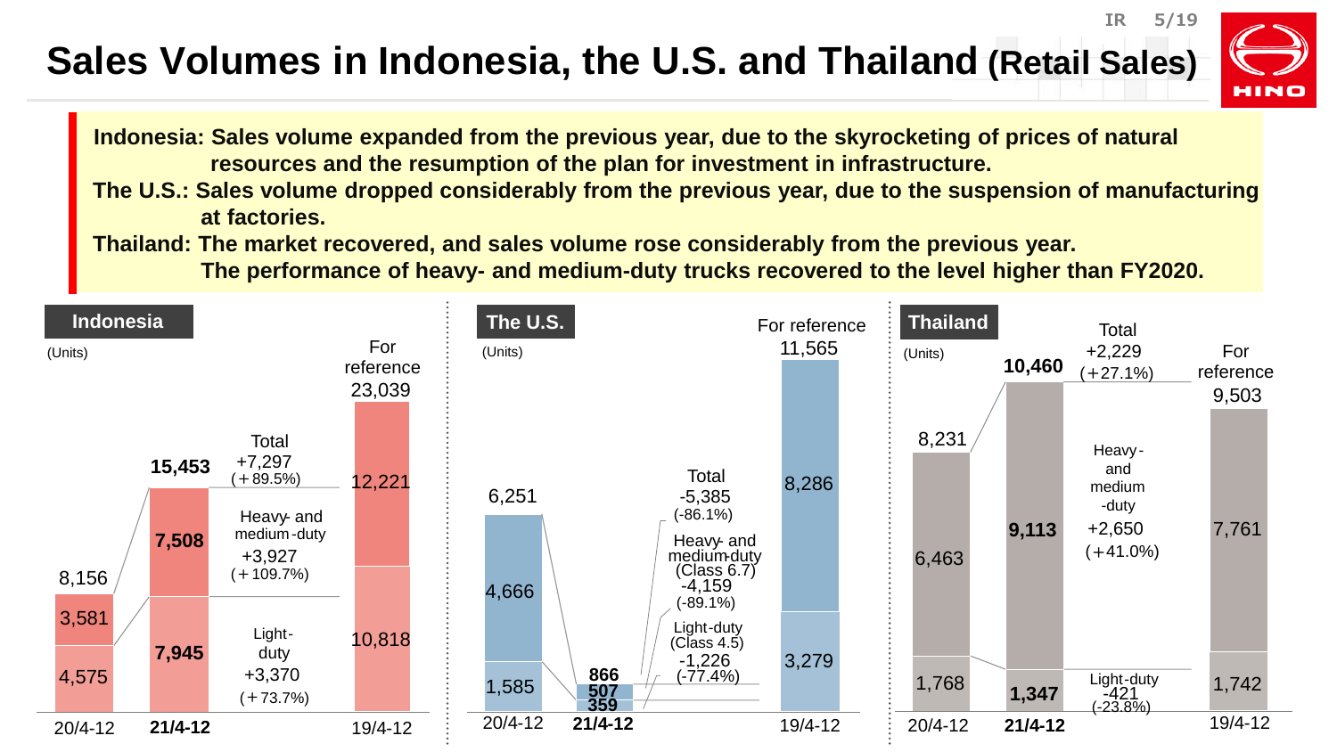# Sales Volumes in Indonesia, the U.S. and Thailand (Retail Sales)

**Indonesia: Sales volume expanded from the previous year, due to the skyrocketing of prices of natural resources and the resumption of the plan for investment in infrastructure.**

**The U.S.: Sales volume dropped considerably from the previous year, due to the suspension of manufacturing at factories.**

**Thailand: The market recovered, and sales volume rose considerably from the previous year. The performance of heavy- and medium-duty trucks recovered to the level higher than FY2020.**

## Indonesia

(Units)

| | 20/4-12 | **21/4-12** | Change | For reference 19/4-12 |
|---|---|---|---|---|
| Heavy- and medium-duty | 3,581 | **7,508** | +3,927 (+109.7%) | 12,221 |
| Light-duty | 4,575 | **7,945** | +3,370 (+73.7%) | 10,818 |
| Total | 8,156 | **15,453** | +7,297 (+89.5%) | 23,039 |

## The U.S.

(Units)

| | 20/4-12 | **21/4-12** | Change | For reference 19/4-12 |
|---|---|---|---|---|
| Heavy- and medium-duty (Class 6.7) | 4,666 | **507** | -4,159 (-89.1%) | 8,286 |
| Light-duty (Class 4.5) | 1,585 | **359** | -1,226 (-77.4%) | 3,279 |
| Total | 6,251 | **866** | -5,385 (-86.1%) | 11,565 |

## Thailand

(Units)

| | 20/4-12 | **21/4-12** | Change | For reference 19/4-12 |
|---|---|---|---|---|
| Heavy- and medium-duty | 6,463 | **9,113** | +2,650 (+41.0%) | 7,761 |
| Light-duty | 1,768 | **1,347** | -421 (-23.8%) | 1,742 |
| Total | 8,231 | **10,460** | +2,229 (+27.1%) | 9,503 |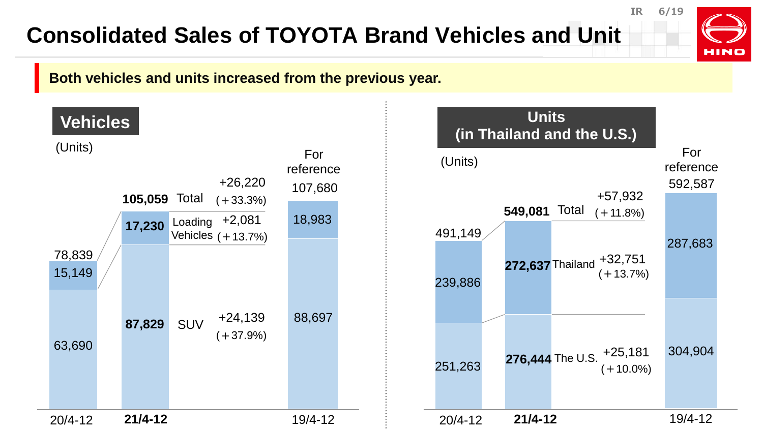# Consolidated Sales of TOYOTA Brand Vehicles and Unit

**Both vehicles and units increased from the previous year.**

## Vehicles

(Units)

| | 20/4-12 | **21/4-12** | Change | For reference 19/4-12 |
|---|---|---|---|---|
| Total | 78,839 | **105,059** | +26,220 (+33.3%) | 107,680 |
| Loading Vehicles | 15,149 | **17,230** | +2,081 (+13.7%) | 18,983 |
| SUV | 63,690 | **87,829** | +24,139 (+37.9%) | 88,697 |

## Units (in Thailand and the U.S.)

(Units)

| | 20/4-12 | **21/4-12** | Change | For reference 19/4-12 |
|---|---|---|---|---|
| Total | 491,149 | **549,081** | +57,932 (+11.8%) | 592,587 |
| Thailand | 239,886 | **272,637** | +32,751 (+13.7%) | 287,683 |
| The U.S. | 251,263 | **276,444** | +25,181 (+10.0%) | 304,904 |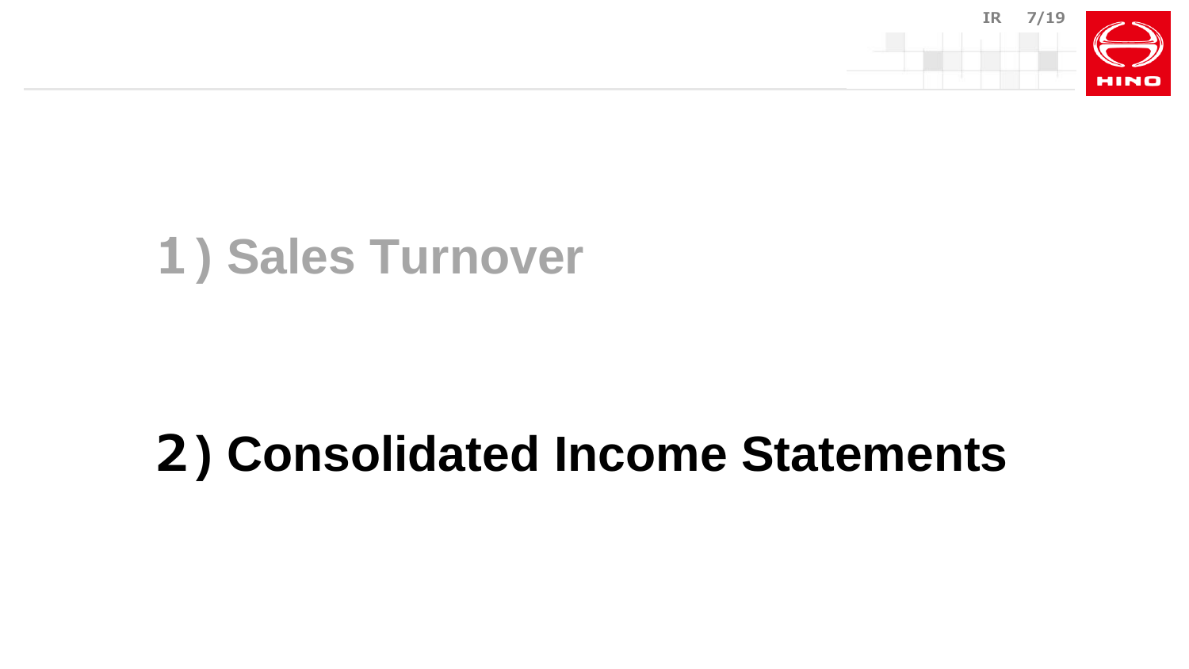## 1) Sales Turnover

## 2) Consolidated Income Statements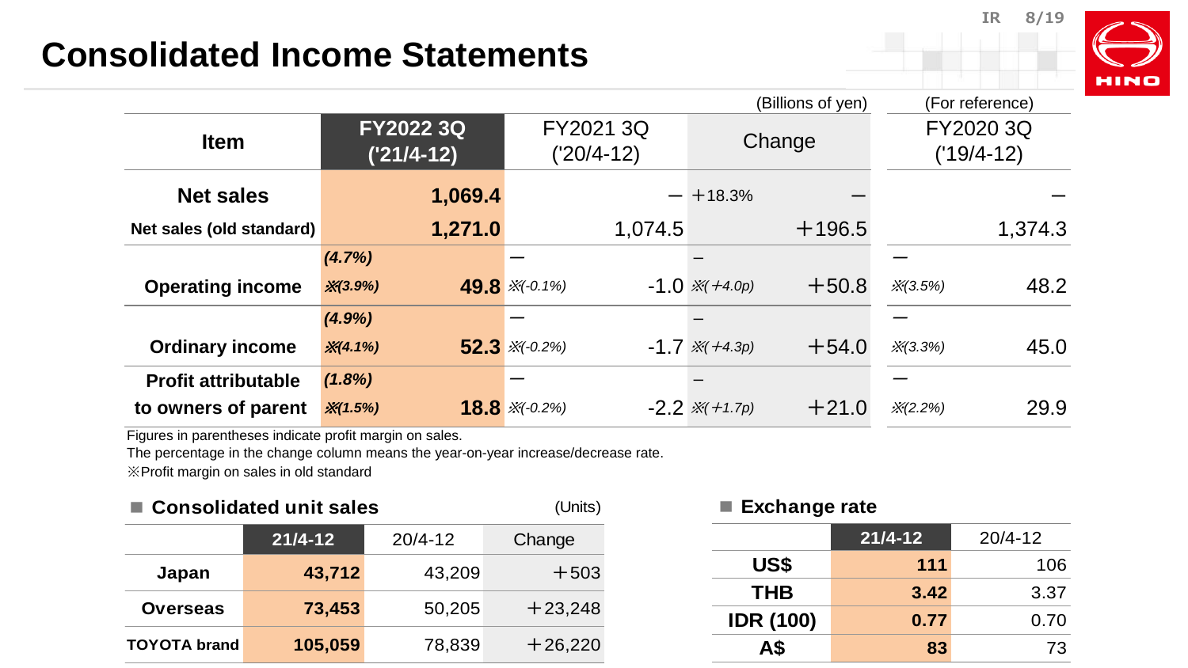# Consolidated Income Statements

(Billions of yen) (For reference)

| Item | | FY2022 3Q ('21/4-12) | | FY2021 3Q ('20/4-12) | | Change | | FY2020 3Q ('19/4-12) |
|---|---|---|---|---|---|---|---|---|
| Net sales | | 1,069.4 | | — | +18.3% | — | | — |
| Net sales (old standard) | | 1,271.0 | | 1,074.5 | | +196.5 | | 1,374.3 |
| Operating income | (4.7%) ※(3.9%) | 49.8 | — ※(-0.1%) | -1.0 | – ※(+4.0p) | +50.8 | — ※(3.5%) | 48.2 |
| Ordinary income | (4.9%) ※(4.1%) | 52.3 | — ※(-0.2%) | -1.7 | – ※(+4.3p) | +54.0 | — ※(3.3%) | 45.0 |
| Profit attributable to owners of parent | (1.8%) ※(1.5%) | 18.8 | — ※(-0.2%) | -2.2 | – ※(+1.7p) | +21.0 | — ※(2.2%) | 29.9 |

Figures in parentheses indicate profit margin on sales.
The percentage in the change column means the year-on-year increase/decrease rate.
※Profit margin on sales in old standard

## ■ Consolidated unit sales

(Units)

| | 21/4-12 | 20/4-12 | Change |
|---|---|---|---|
| Japan | 43,712 | 43,209 | +503 |
| Overseas | 73,453 | 50,205 | +23,248 |
| TOYOTA brand | 105,059 | 78,839 | +26,220 |

## ■ Exchange rate

| | 21/4-12 | 20/4-12 |
|---|---|---|
| US$ | 111 | 106 |
| THB | 3.42 | 3.37 |
| IDR (100) | 0.77 | 0.70 |
| A$ | 83 | 73 |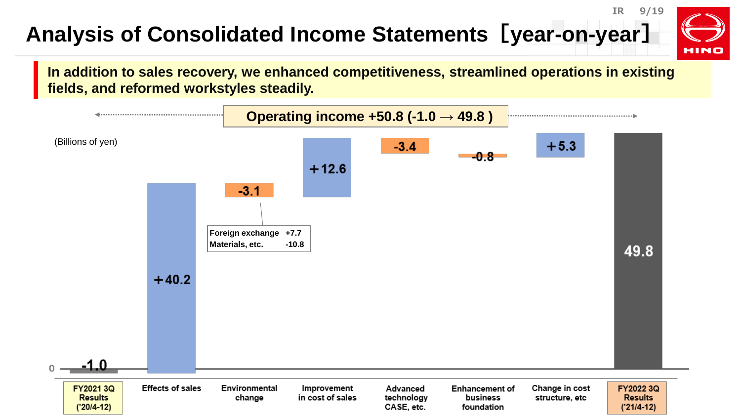# Analysis of Consolidated Income Statements［year-on-year］

**In addition to sales recovery, we enhanced competitiveness, streamlined operations in existing fields, and reformed workstyles steadily.**

**Operating income +50.8 (-1.0 → 49.8 )**

(Billions of yen)

| Item | Amount |
|---|---|
| FY2021 3Q Results ('20/4-12) | -1.0 |
| Effects of sales | +40.2 |
| Environmental change | -3.1 |
| Improvement in cost of sales | +12.6 |
| Advanced technology CASE, etc. | -3.4 |
| Enhancement of business foundation | -0.8 |
| Change in cost structure, etc | +5.3 |
| FY2022 3Q Results ('21/4-12) | 49.8 |

| Environmental change breakdown | |
|---|---|
| Foreign exchange | +7.7 |
| Materials, etc. | -10.8 |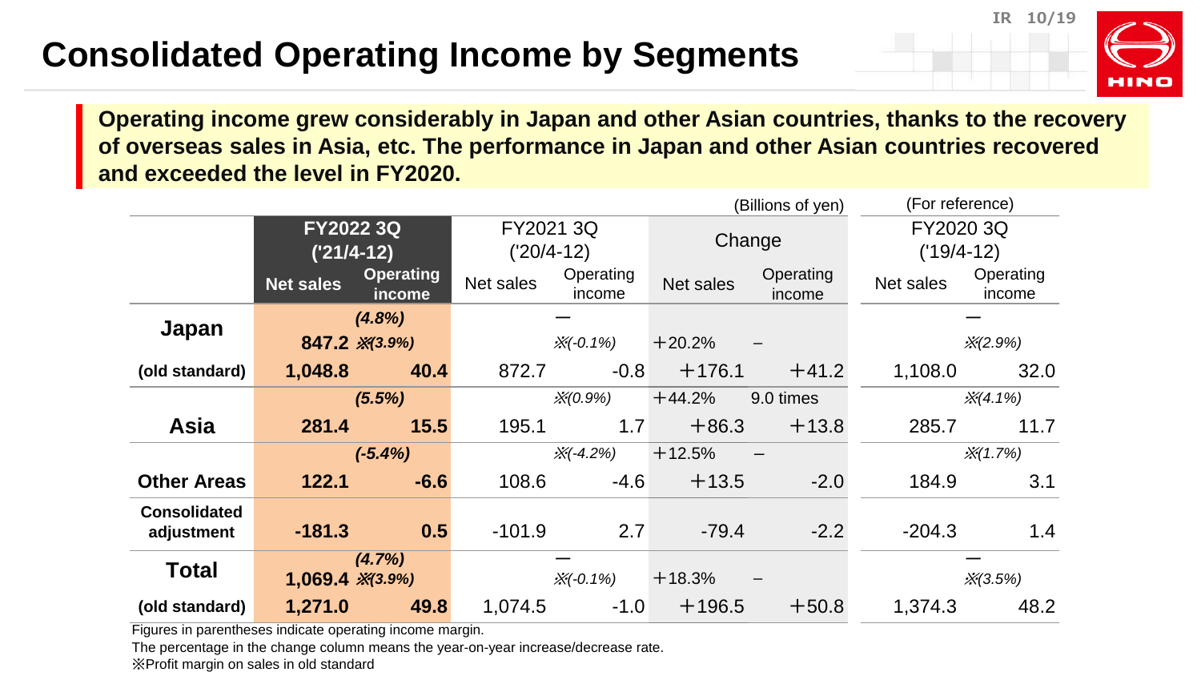# Consolidated Operating Income by Segments

**Operating income grew considerably in Japan and other Asian countries, thanks to the recovery of overseas sales in Asia, etc. The performance in Japan and other Asian countries recovered and exceeded the level in FY2020.**

(Billions of yen)

| | FY2022 3Q ('21/4-12) | | FY2021 3Q ('20/4-12) | | Change | | (For reference) FY2020 3Q ('19/4-12) | |
|---|---|---|---|---|---|---|---|---|
| | Net sales | Operating income | Net sales | Operating income | Net sales | Operating income | Net sales | Operating income |
| **Japan** | **847.2** | *(4.8%)* *※(3.9%)* | | — *※(-0.1%)* | +20.2% | – | | — *※(2.9%)* |
| **(old standard)** | **1,048.8** | **40.4** | 872.7 | -0.8 | +176.1 | +41.2 | 1,108.0 | 32.0 |
| | | *(5.5%)* | | *※(0.9%)* | +44.2% | 9.0 times | | *※(4.1%)* |
| **Asia** | **281.4** | **15.5** | 195.1 | 1.7 | +86.3 | +13.8 | 285.7 | 11.7 |
| | | *(-5.4%)* | | *※(-4.2%)* | +12.5% | – | | *※(1.7%)* |
| **Other Areas** | **122.1** | **-6.6** | 108.6 | -4.6 | +13.5 | -2.0 | 184.9 | 3.1 |
| **Consolidated adjustment** | **-181.3** | **0.5** | -101.9 | 2.7 | -79.4 | -2.2 | -204.3 | 1.4 |
| **Total** | **1,069.4** | *(4.7%)* *※(3.9%)* | | — *※(-0.1%)* | +18.3% | – | | — *※(3.5%)* |
| **(old standard)** | **1,271.0** | **49.8** | 1,074.5 | -1.0 | +196.5 | +50.8 | 1,374.3 | 48.2 |

Figures in parentheses indicate operating income margin.

The percentage in the change column means the year-on-year increase/decrease rate.

※Profit margin on sales in old standard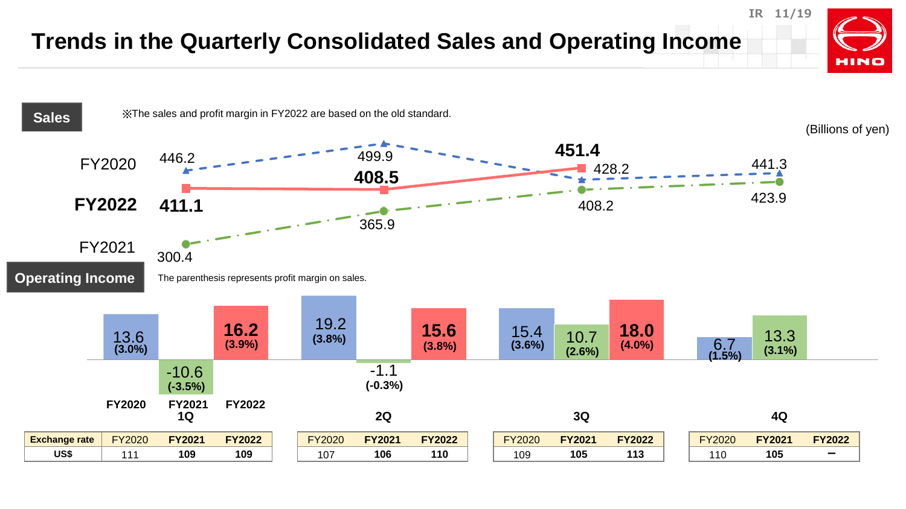# Trends in the Quarterly Consolidated Sales and Operating Income

## Sales

※The sales and profit margin in FY2022 are based on the old standard.

(Billions of yen)

| | 1Q | 2Q | 3Q | 4Q |
|---|---|---|---|---|
| FY2020 | 446.2 | 499.9 | 428.2 | 441.3 |
| **FY2022** | **411.1** | **408.5** | **451.4** | |
| FY2021 | 300.4 | 365.9 | 408.2 | 423.9 |

## Operating Income

The parenthesis represents profit margin on sales.

| | FY2020 | FY2021 | FY2022 |
|---|---|---|---|
| 1Q | 13.6 (3.0%) | -10.6 (-3.5%) | **16.2 (3.9%)** |
| 2Q | 19.2 (3.8%) | -1.1 (-0.3%) | **15.6 (3.8%)** |
| 3Q | 15.4 (3.6%) | 10.7 (2.6%) | **18.0 (4.0%)** |
| 4Q | 6.7 (1.5%) | 13.3 (3.1%) | |

| Exchange rate | | 1Q | 2Q | 3Q | 4Q |
|---|---|---|---|---|---|
| US$ | FY2020 | 111 | 107 | 109 | 110 |
| | **FY2021** | **109** | **106** | **105** | **105** |
| | **FY2022** | **109** | **110** | **113** | **－** |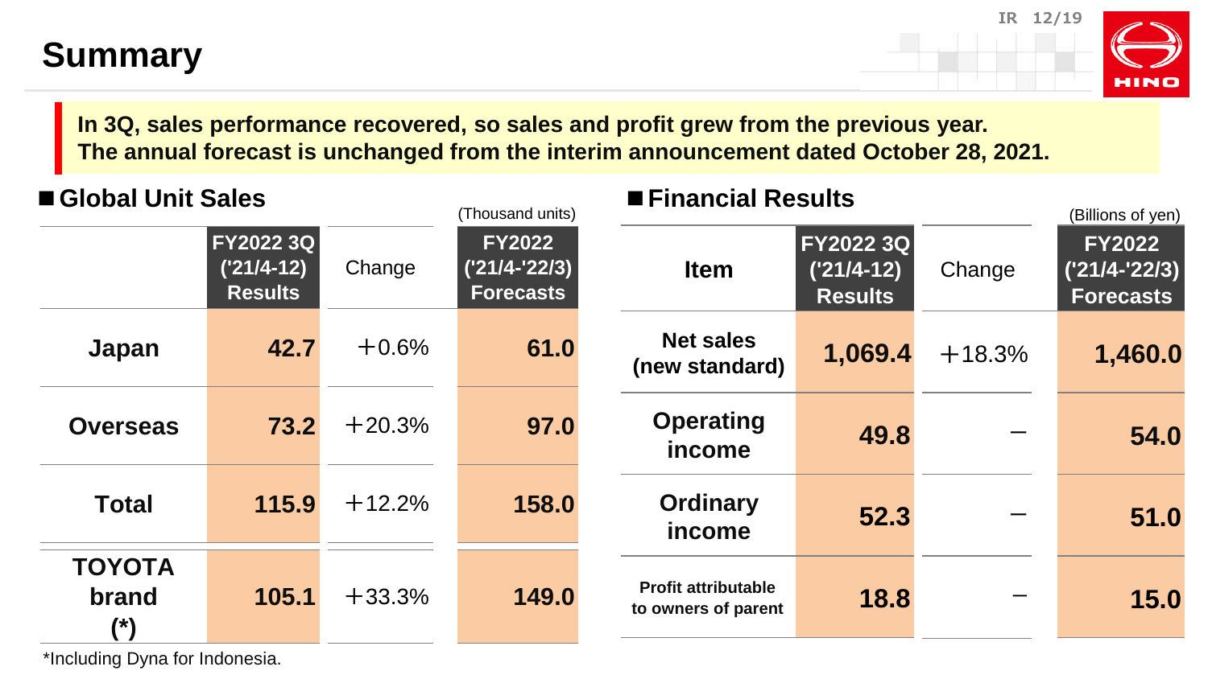# Summary

**In 3Q, sales performance recovered, so sales and profit grew from the previous year.**
**The annual forecast is unchanged from the interim announcement dated October 28, 2021.**

## ■ Global Unit Sales

(Thousand units)

| | FY2022 3Q ('21/4-12) Results | Change | FY2022 ('21/4-'22/3) Forecasts |
|---|---|---|---|
| **Japan** | **42.7** | +0.6% | **61.0** |
| **Overseas** | **73.2** | +20.3% | **97.0** |
| **Total** | **115.9** | +12.2% | **158.0** |
| **TOYOTA brand (*)** | **105.1** | +33.3% | **149.0** |

*Including Dyna for Indonesia.

## ■ Financial Results

(Billions of yen)

| Item | FY2022 3Q ('21/4-12) Results | Change | FY2022 ('21/4-'22/3) Forecasts |
|---|---|---|---|
| **Net sales (new standard)** | **1,069.4** | +18.3% | **1,460.0** |
| **Operating income** | **49.8** | – | **54.0** |
| **Ordinary income** | **52.3** | – | **51.0** |
| **Profit attributable to owners of parent** | **18.8** | – | **15.0** |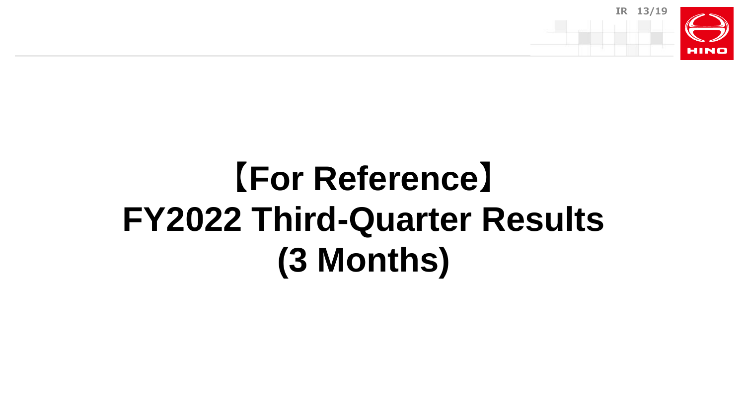# 【For Reference】
# FY2022 Third-Quarter Results
# (3 Months)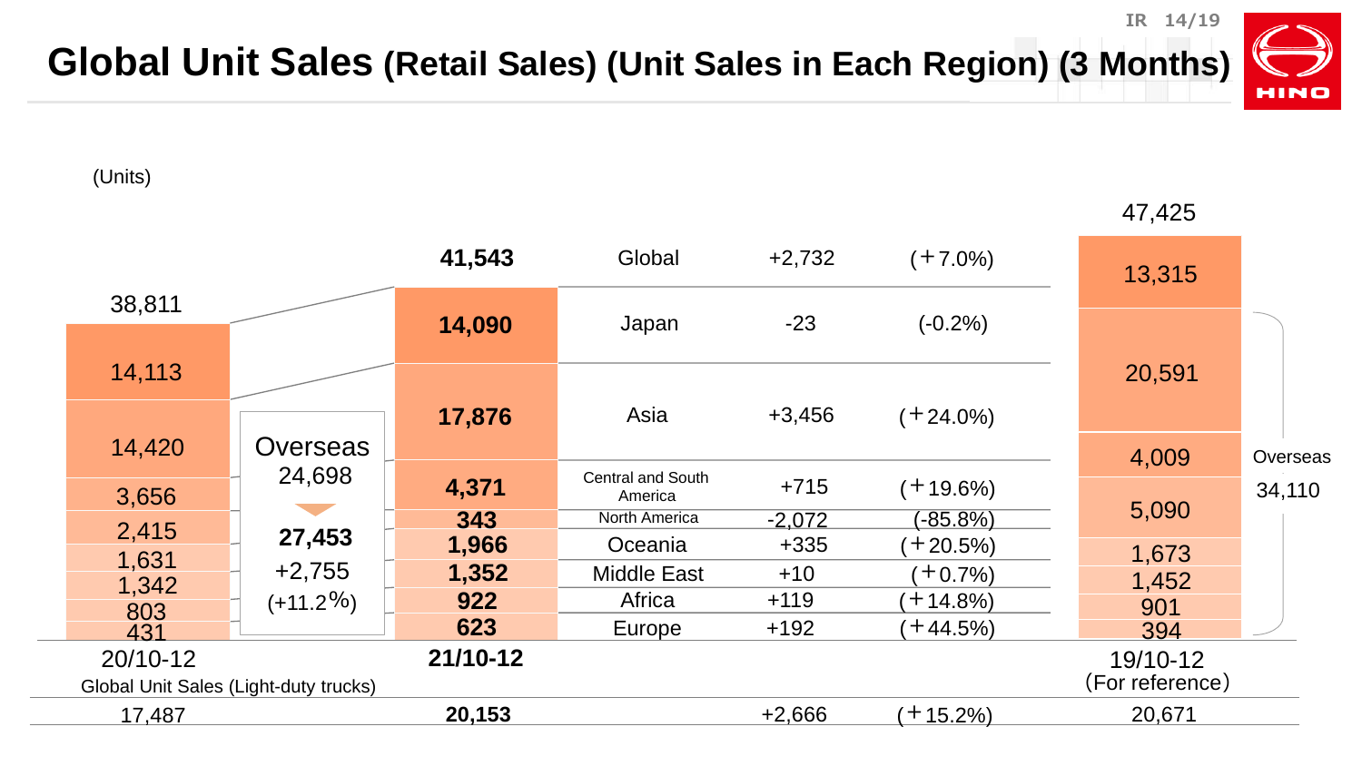# Global Unit Sales (Retail Sales) (Unit Sales in Each Region) (3 Months)

(Units)

| Region | 20/10-12 | 21/10-12 | Change | Change (%) | 19/10-12 (For reference) |
|---|---|---|---|---|---|
| Global | 38,811 | **41,543** | +2,732 | (+7.0%) | 47,425 |
| Japan | 14,113 | **14,090** | -23 | (-0.2%) | 13,315 |
| Asia | 14,420 | **17,876** | +3,456 | (+24.0%) | 20,591 |
| Central and South America | 3,656 | **4,371** | +715 | (+19.6%) | 4,009 |
| North America | 2,415 | **343** | -2,072 | (-85.8%) | 5,090 |
| Oceania | 1,631 | **1,966** | +335 | (+20.5%) | 1,673 |
| Middle East | 1,342 | **1,352** | +10 | (+0.7%) | 1,452 |
| Africa | 803 | **922** | +119 | (+14.8%) | 901 |
| Europe | 431 | **623** | +192 | (+44.5%) | 394 |
| Overseas | 24,698 | **27,453** | +2,755 | (+11.2%) | 34,110 |
| Global Unit Sales (Light-duty trucks) | 17,487 | **20,153** | +2,666 | (+15.2%) | 20,671 |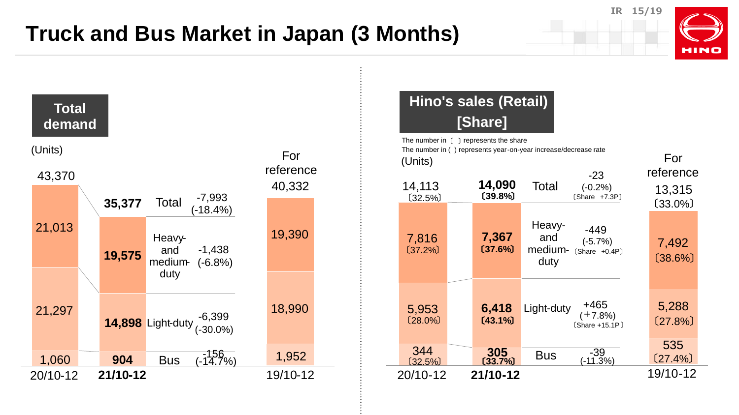# Truck and Bus Market in Japan (3 Months)

## Total demand

(Units)

| | 20/10-12 | 21/10-12 | Change | For reference 19/10-12 |
|---|---|---|---|---|
| Total | 43,370 | **35,377** | -7,993 (-18.4%) | 40,332 |
| Heavy- and medium-duty | 21,013 | **19,575** | -1,438 (-6.8%) | 19,390 |
| Light-duty | 21,297 | **14,898** | -6,399 (-30.0%) | 18,990 |
| Bus | 1,060 | **904** | -156 (-14.7%) | 1,952 |

## Hino's sales (Retail) [Share]

The number in 〔 〕 represents the share

The number in ( ) represents year-on-year increase/decrease rate

(Units)

| | 20/10-12 | 21/10-12 | Change | For reference 19/10-12 |
|---|---|---|---|---|
| Total | 14,113 〔32.5%〕 | **14,090 〔39.8%〕** | -23 (-0.2%) 〔Share +7.3P〕 | 13,315 〔33.0%〕 |
| Heavy- and medium-duty | 7,816 〔37.2%〕 | **7,367 〔37.6%〕** | -449 (-5.7%) 〔Share +0.4P〕 | 7,492 〔38.6%〕 |
| Light-duty | 5,953 〔28.0%〕 | **6,418 〔43.1%〕** | +465 (+7.8%) 〔Share +15.1P〕 | 5,288 〔27.8%〕 |
| Bus | 344 〔32.5%〕 | **305 〔33.7%〕** | -39 (-11.3%) | 535 〔27.4%〕 |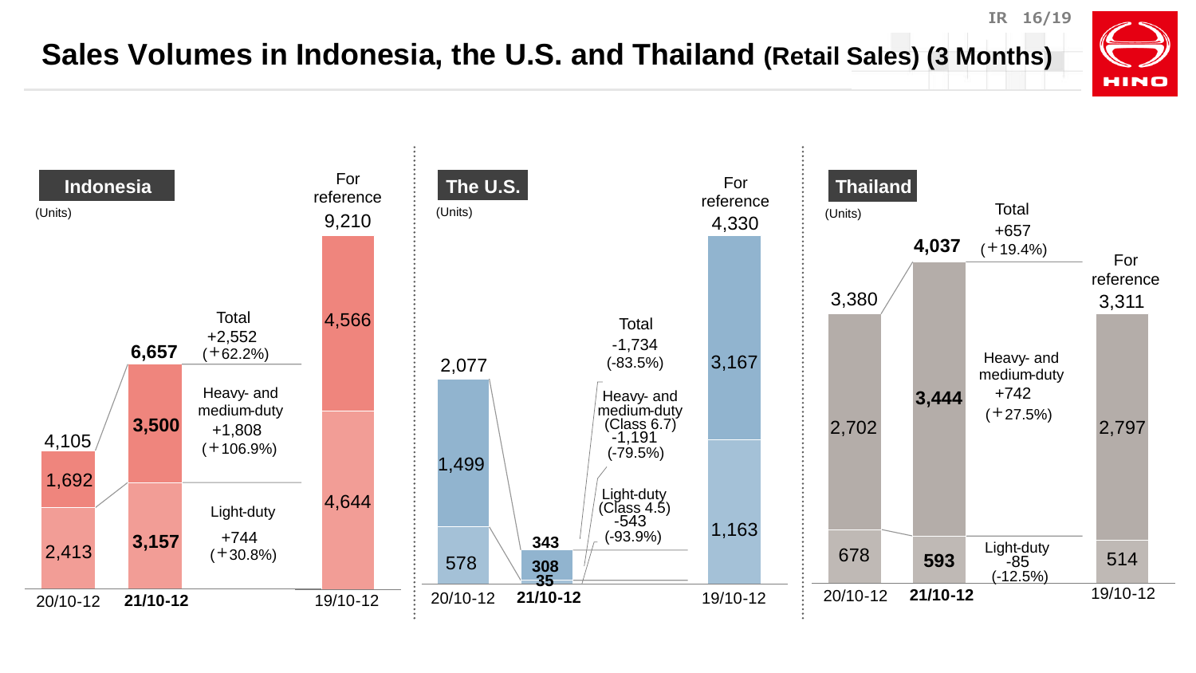# Sales Volumes in Indonesia, the U.S. and Thailand (Retail Sales) (3 Months)

## Indonesia

(Units)

| | 20/10-12 | **21/10-12** | Change | For reference 19/10-12 |
|---|---|---|---|---|
| Total | 4,105 | **6,657** | +2,552 (+62.2%) | 9,210 |
| Heavy- and medium-duty | 1,692 | **3,500** | +1,808 (+106.9%) | 4,566 |
| Light-duty | 2,413 | **3,157** | +744 (+30.8%) | 4,644 |

## The U.S.

(Units)

| | 20/10-12 | **21/10-12** | Change | For reference 19/10-12 |
|---|---|---|---|---|
| Total | 2,077 | **343** | -1,734 (-83.5%) | 4,330 |
| Heavy- and medium-duty (Class 6.7) | 1,499 | **308** | -1,191 (-79.5%) | 3,167 |
| Light-duty (Class 4.5) | 578 | **35** | -543 (-93.9%) | 1,163 |

## Thailand

(Units)

| | 20/10-12 | **21/10-12** | Change | For reference 19/10-12 |
|---|---|---|---|---|
| Total | 3,380 | **4,037** | +657 (+19.4%) | 3,311 |
| Heavy- and medium-duty | 2,702 | **3,444** | +742 (+27.5%) | 2,797 |
| Light-duty | 678 | **593** | -85 (-12.5%) | 514 |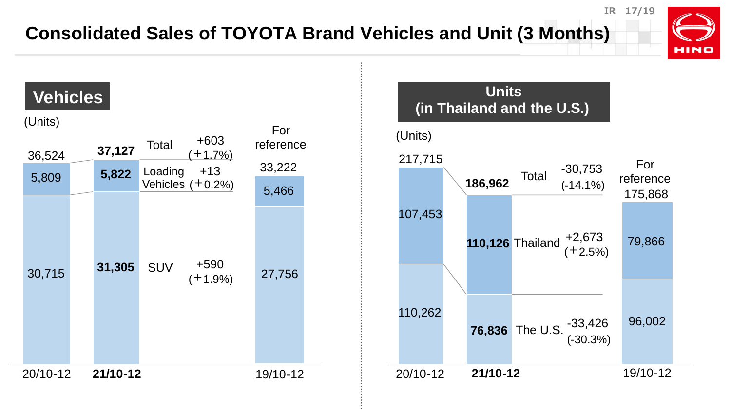# Consolidated Sales of TOYOTA Brand Vehicles and Unit (3 Months)

## Vehicles

(Units)

| | 20/10-12 | **21/10-12** | Change | For reference 19/10-12 |
|---|---|---|---|---|
| Total | 36,524 | **37,127** | +603 (+1.7%) | 33,222 |
| Loading Vehicles | 5,809 | **5,822** | +13 (+0.2%) | 5,466 |
| SUV | 30,715 | **31,305** | +590 (+1.9%) | 27,756 |

## Units (in Thailand and the U.S.)

(Units)

| | 20/10-12 | **21/10-12** | Change | For reference 19/10-12 |
|---|---|---|---|---|
| Total | 217,715 | **186,962** | -30,753 (-14.1%) | 175,868 |
| Thailand | 107,453 | **110,126** | +2,673 (+2.5%) | 79,866 |
| The U.S. | 110,262 | **76,836** | -33,426 (-30.3%) | 96,002 |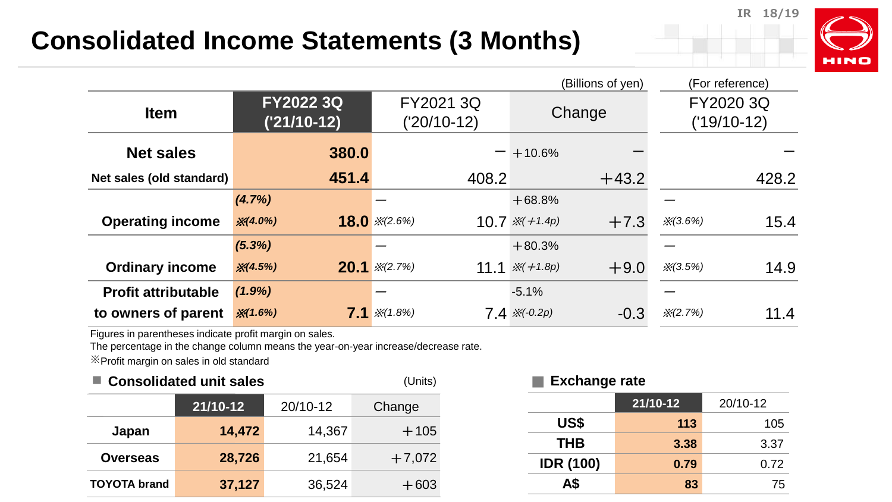# Consolidated Income Statements (3 Months)

(Billions of yen)

| Item | FY2022 3Q ('21/10-12) | | FY2021 3Q ('20/10-12) | | Change | | (For reference) FY2020 3Q ('19/10-12) | |
|---|---|---|---|---|---|---|---|---|
| Net sales | | 380.0 | | − | +10.6% | − | | − |
| Net sales (old standard) | | 451.4 | | 408.2 | | +43.2 | | 428.2 |
| Operating income | (4.7%) ※(4.0%) | 18.0 | − ※(2.6%) | 10.7 | +68.8% ※(+1.4p) | +7.3 | − ※(3.6%) | 15.4 |
| Ordinary income | (5.3%) ※(4.5%) | 20.1 | − ※(2.7%) | 11.1 | +80.3% ※(+1.8p) | +9.0 | − ※(3.5%) | 14.9 |
| Profit attributable to owners of parent | (1.9%) ※(1.6%) | 7.1 | − ※(1.8%) | 7.4 | -5.1% ※(-0.2p) | -0.3 | − ※(2.7%) | 11.4 |

Figures in parentheses indicate profit margin on sales.
The percentage in the change column means the year-on-year increase/decrease rate.
※Profit margin on sales in old standard

## ■ Consolidated unit sales

(Units)

| | 21/10-12 | 20/10-12 | Change |
|---|---|---|---|
| Japan | 14,472 | 14,367 | +105 |
| Overseas | 28,726 | 21,654 | +7,072 |
| TOYOTA brand | 37,127 | 36,524 | +603 |

## ■ Exchange rate

| | 21/10-12 | 20/10-12 |
|---|---|---|
| US$ | 113 | 105 |
| THB | 3.38 | 3.37 |
| IDR (100) | 0.79 | 0.72 |
| A$ | 83 | 75 |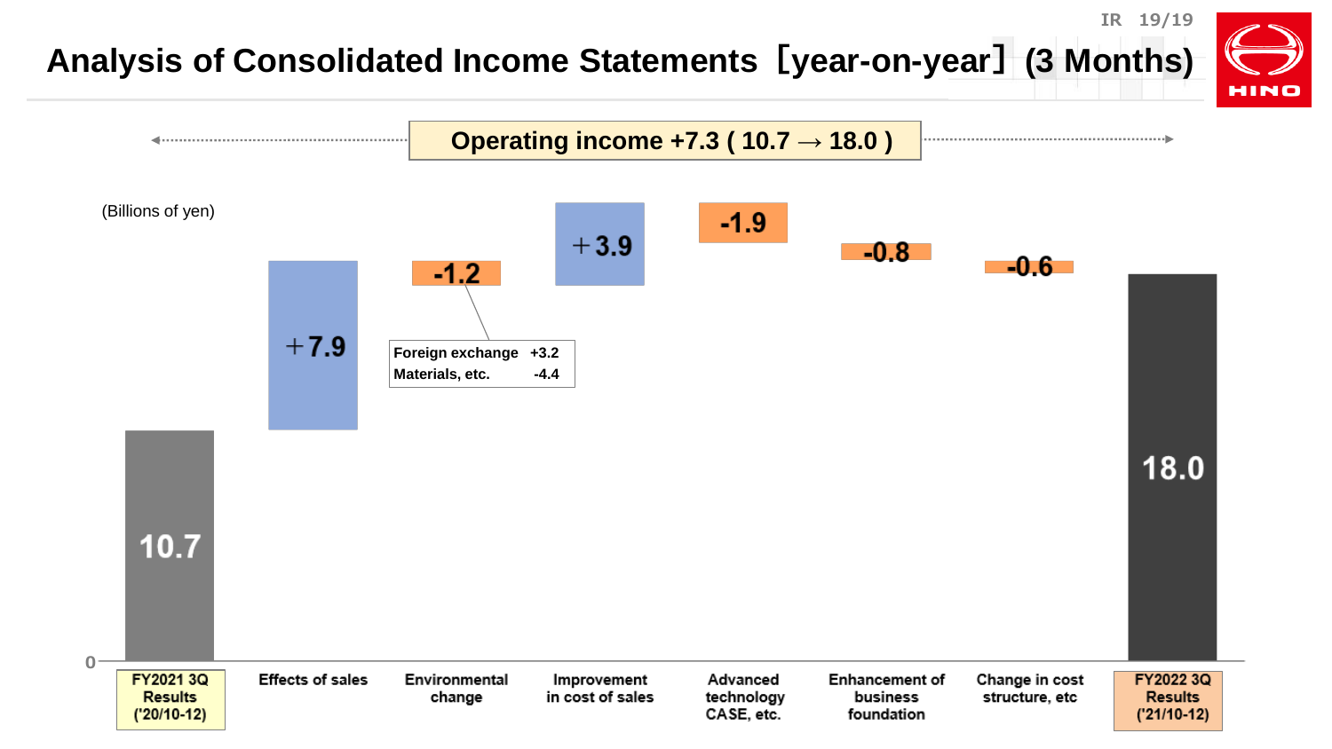# Analysis of Consolidated Income Statements［year-on-year］(3 Months)

**Operating income +7.3 ( 10.7 → 18.0 )**

(Billions of yen)

| Item | Amount |
| --- | --- |
| FY2021 3Q Results ('20/10-12) | 10.7 |
| Effects of sales | +7.9 |
| Environmental change | -1.2 |
| Improvement in cost of sales | +3.9 |
| Advanced technology CASE, etc. | -1.9 |
| Enhancement of business foundation | -0.8 |
| Change in cost structure, etc | -0.6 |
| FY2022 3Q Results ('21/10-12) | 18.0 |

Environmental change breakdown:

| Item | Amount |
| --- | --- |
| Foreign exchange | +3.2 |
| Materials, etc. | -4.4 |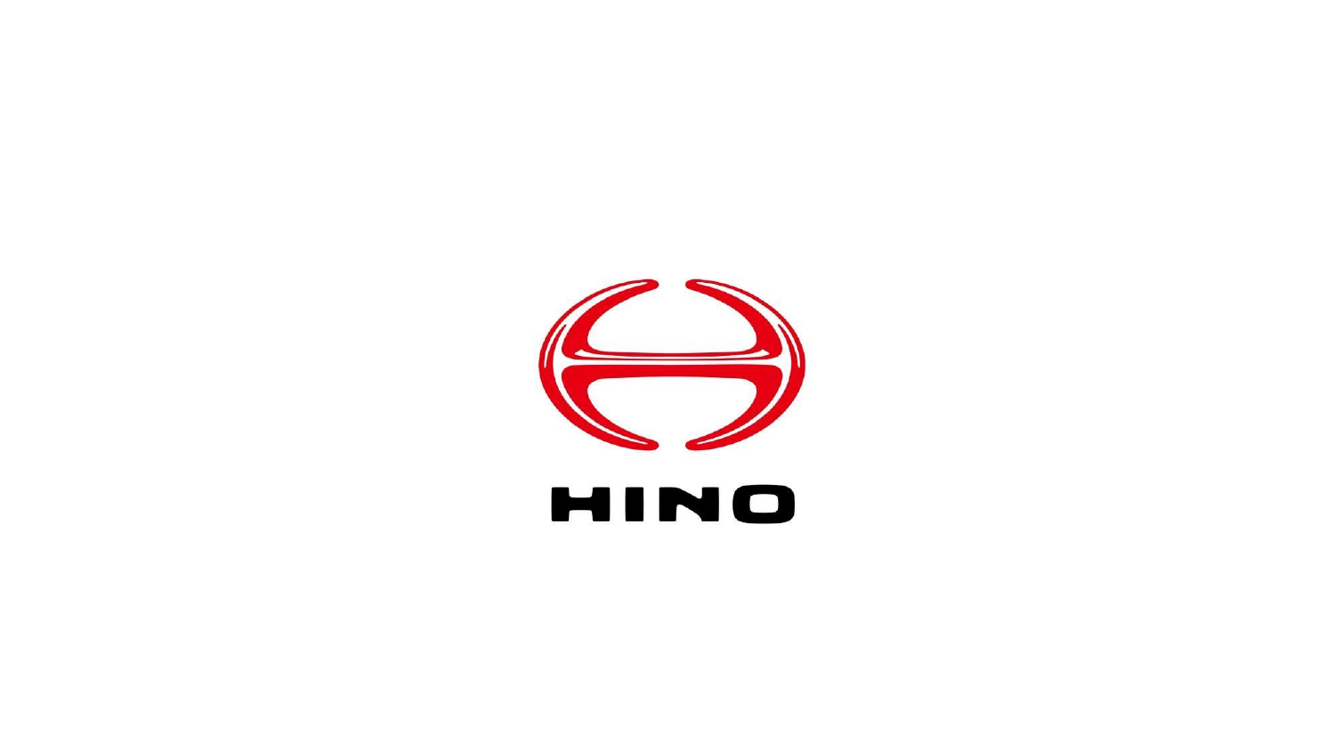HINO